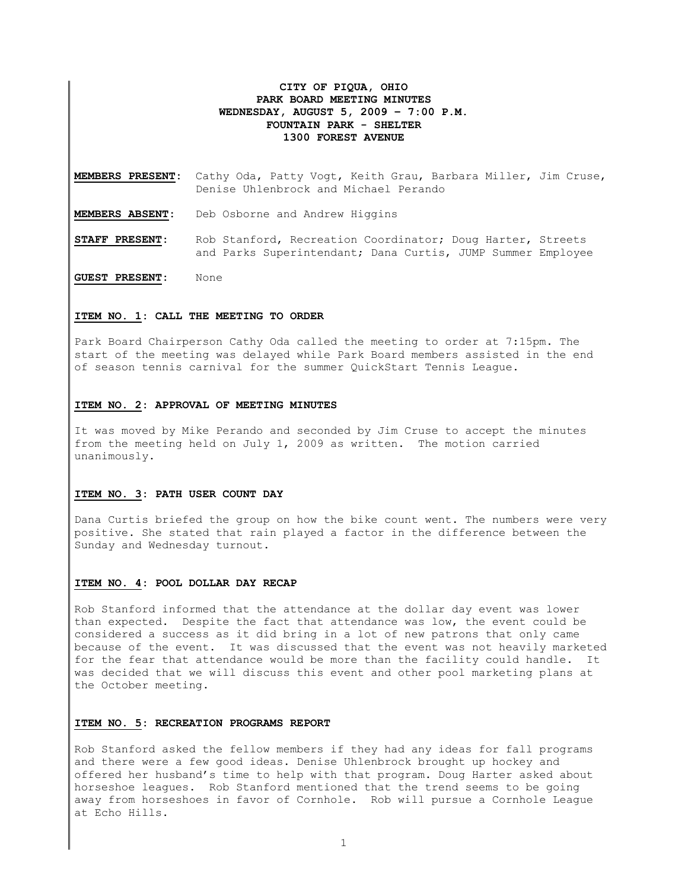# CITY OF PIQUA, OHIO
## PARK BOARD MEETING MINUTES
## WEDNESDAY, AUGUST 5, 2009 – 7:00 P.M.
## FOUNTAIN PARK - SHELTER
## 1300 FOREST AVENUE

**MEMBERS PRESENT:** Cathy Oda, Patty Vogt, Keith Grau, Barbara Miller, Jim Cruse, Denise Uhlenbrock and Michael Perando

**MEMBERS ABSENT:** Deb Osborne and Andrew Higgins

**STAFF PRESENT:** Rob Stanford, Recreation Coordinator; Doug Harter, Streets and Parks Superintendant; Dana Curtis, JUMP Summer Employee

**GUEST PRESENT:** None

### ITEM NO. 1: CALL THE MEETING TO ORDER

Park Board Chairperson Cathy Oda called the meeting to order at 7:15pm. The start of the meeting was delayed while Park Board members assisted in the end of season tennis carnival for the summer QuickStart Tennis League.

### ITEM NO. 2: APPROVAL OF MEETING MINUTES

It was moved by Mike Perando and seconded by Jim Cruse to accept the minutes from the meeting held on July 1, 2009 as written. The motion carried unanimously.

### ITEM NO. 3: PATH USER COUNT DAY

Dana Curtis briefed the group on how the bike count went. The numbers were very positive. She stated that rain played a factor in the difference between the Sunday and Wednesday turnout.

### ITEM NO. 4: POOL DOLLAR DAY RECAP

Rob Stanford informed that the attendance at the dollar day event was lower than expected. Despite the fact that attendance was low, the event could be considered a success as it did bring in a lot of new patrons that only came because of the event. It was discussed that the event was not heavily marketed for the fear that attendance would be more than the facility could handle. It was decided that we will discuss this event and other pool marketing plans at the October meeting.

### ITEM NO. 5: RECREATION PROGRAMS REPORT

Rob Stanford asked the fellow members if they had any ideas for fall programs and there were a few good ideas. Denise Uhlenbrock brought up hockey and offered her husband's time to help with that program. Doug Harter asked about horseshoe leagues. Rob Stanford mentioned that the trend seems to be going away from horseshoes in favor of Cornhole. Rob will pursue a Cornhole League at Echo Hills.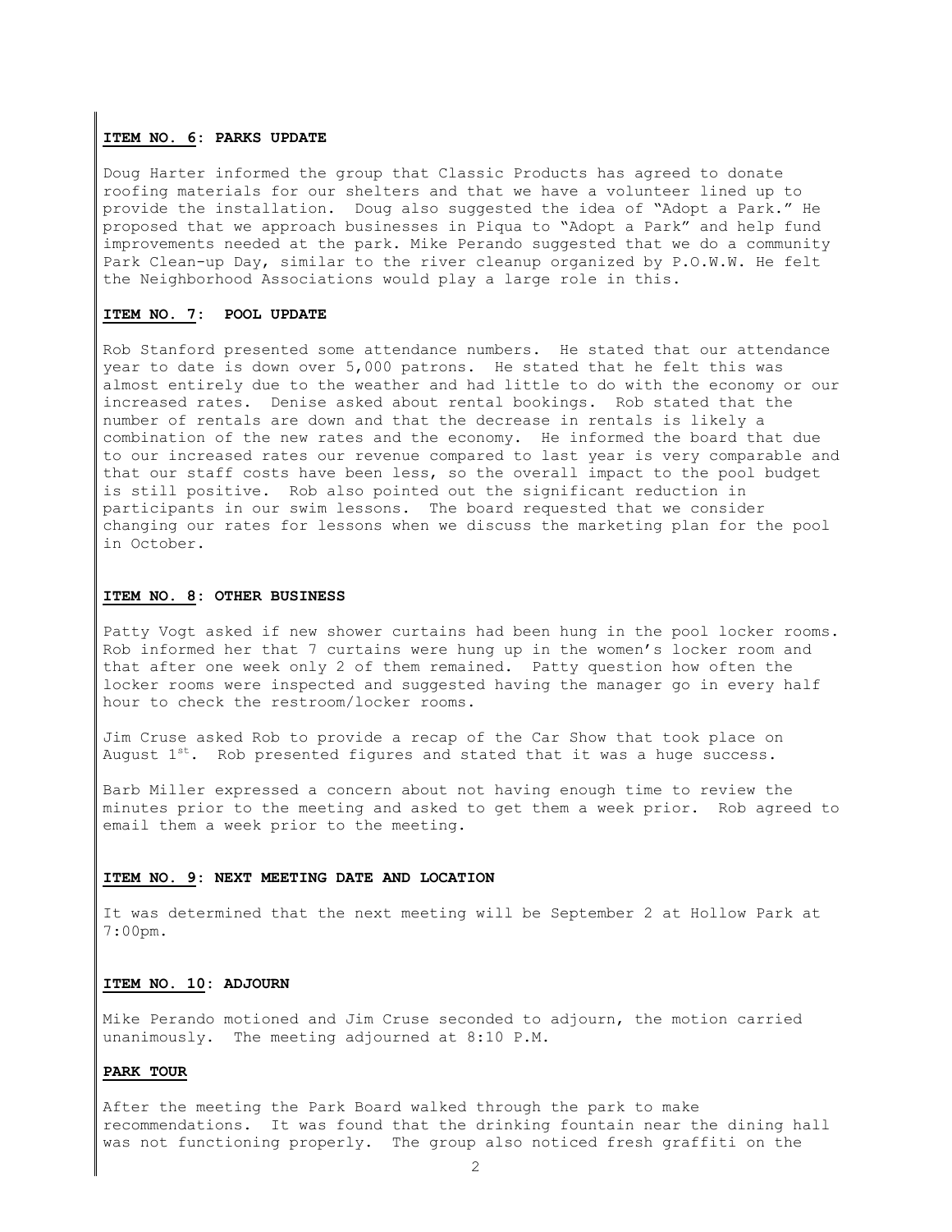**ITEM NO. 6: PARKS UPDATE**

Doug Harter informed the group that Classic Products has agreed to donate roofing materials for our shelters and that we have a volunteer lined up to provide the installation. Doug also suggested the idea of "Adopt a Park." He proposed that we approach businesses in Piqua to "Adopt a Park" and help fund improvements needed at the park. Mike Perando suggested that we do a community Park Clean-up Day, similar to the river cleanup organized by P.O.W.W. He felt the Neighborhood Associations would play a large role in this.

**ITEM NO. 7: POOL UPDATE**

Rob Stanford presented some attendance numbers. He stated that our attendance year to date is down over 5,000 patrons. He stated that he felt this was almost entirely due to the weather and had little to do with the economy or our increased rates. Denise asked about rental bookings. Rob stated that the number of rentals are down and that the decrease in rentals is likely a combination of the new rates and the economy. He informed the board that due to our increased rates our revenue compared to last year is very comparable and that our staff costs have been less, so the overall impact to the pool budget is still positive. Rob also pointed out the significant reduction in participants in our swim lessons. The board requested that we consider changing our rates for lessons when we discuss the marketing plan for the pool in October.

**ITEM NO. 8: OTHER BUSINESS**

Patty Vogt asked if new shower curtains had been hung in the pool locker rooms. Rob informed her that 7 curtains were hung up in the women's locker room and that after one week only 2 of them remained. Patty question how often the locker rooms were inspected and suggested having the manager go in every half hour to check the restroom/locker rooms.

Jim Cruse asked Rob to provide a recap of the Car Show that took place on August 1st. Rob presented figures and stated that it was a huge success.

Barb Miller expressed a concern about not having enough time to review the minutes prior to the meeting and asked to get them a week prior. Rob agreed to email them a week prior to the meeting.

**ITEM NO. 9: NEXT MEETING DATE AND LOCATION**

It was determined that the next meeting will be September 2 at Hollow Park at 7:00pm.

**ITEM NO. 10: ADJOURN**

Mike Perando motioned and Jim Cruse seconded to adjourn, the motion carried unanimously. The meeting adjourned at 8:10 P.M.

**PARK TOUR**

After the meeting the Park Board walked through the park to make recommendations. It was found that the drinking fountain near the dining hall was not functioning properly. The group also noticed fresh graffiti on the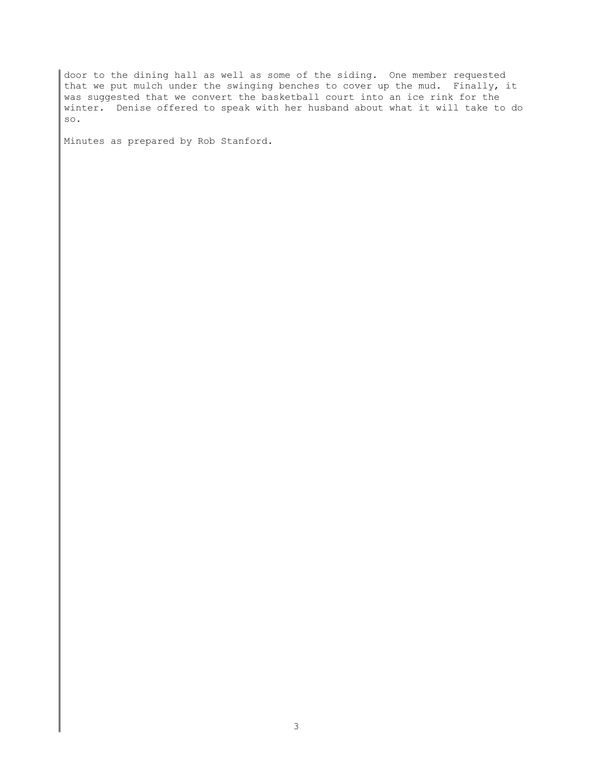door to the dining hall as well as some of the siding. One member requested that we put mulch under the swinging benches to cover up the mud. Finally, it was suggested that we convert the basketball court into an ice rink for the winter. Denise offered to speak with her husband about what it will take to do so.

Minutes as prepared by Rob Stanford.